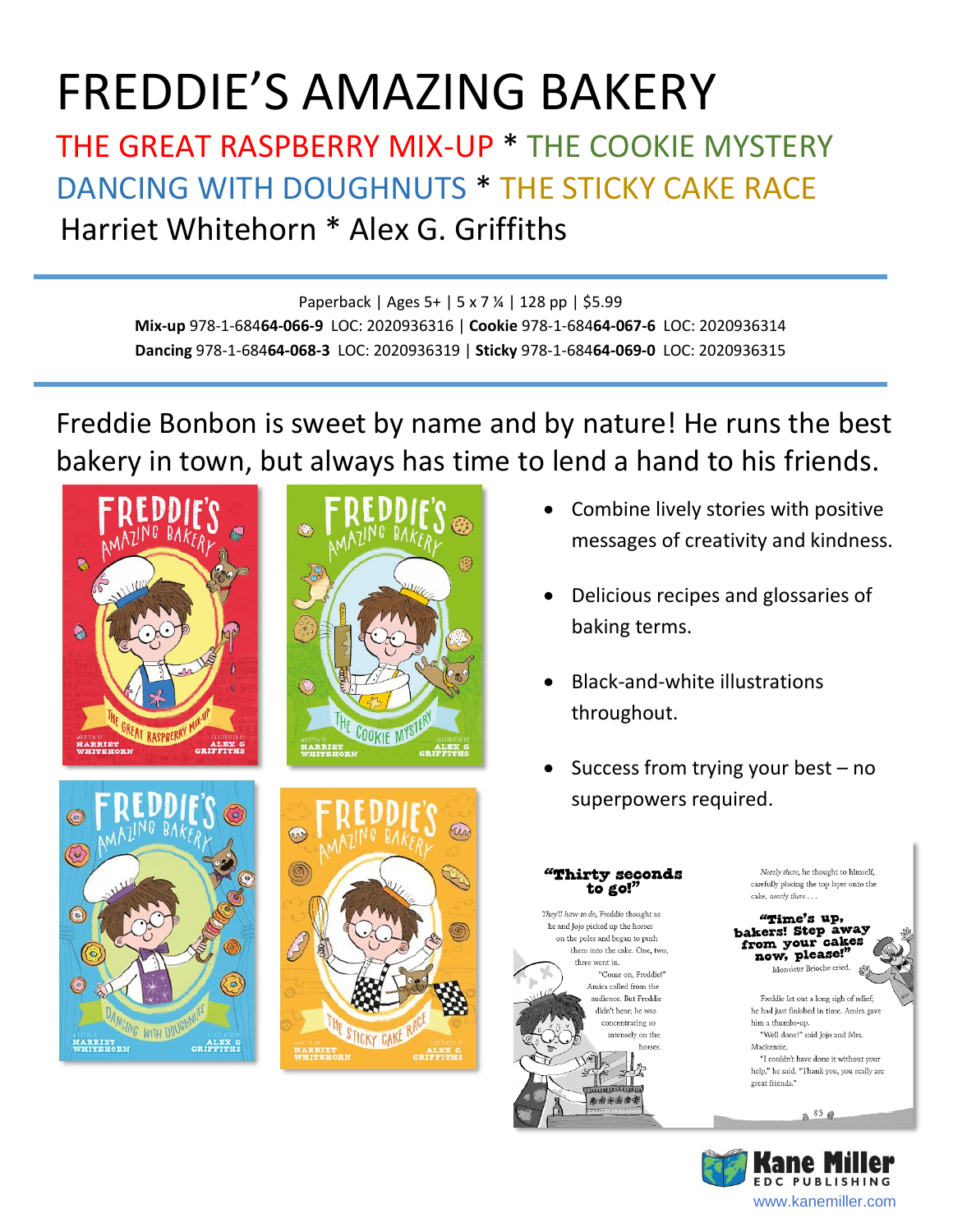# FREDDIE'S AMAZING BAKERY

## THE GREAT RASPBERRY MIX-UP * THE COOKIE MYSTERY
## DANCING WITH DOUGHNUTS * THE STICKY CAKE RACE

Harriet Whitehorn * Alex G. Griffiths

---

Paperback | Ages 5+ | 5 x 7 ¼ | 128 pp | $5.99

**Mix-up** 978-1-684**64-066-9** LOC: 2020936316 | **Cookie** 978-1-684**64-067-6** LOC: 2020936314

**Dancing** 978-1-684**64-068-3** LOC: 2020936319 | **Sticky** 978-1-684**64-069-0** LOC: 2020936315

---

Freddie Bonbon is sweet by name and by nature! He runs the best bakery in town, but always has time to lend a hand to his friends.

- Combine lively stories with positive messages of creativity and kindness.
- Delicious recipes and glossaries of baking terms.
- Black-and-white illustrations throughout.
- Success from trying your best – no superpowers required.

Kane Miller EDC PUBLISHING

www.kanemiller.com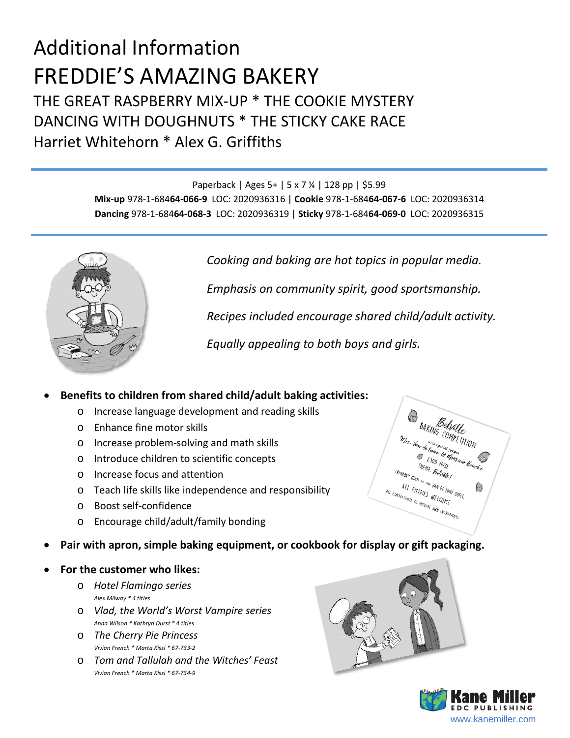# Additional Information

# FREDDIE'S AMAZING BAKERY

## THE GREAT RASPBERRY MIX-UP * THE COOKIE MYSTERY
## DANCING WITH DOUGHNUTS * THE STICKY CAKE RACE

## Harriet Whitehorn * Alex G. Griffiths

---

Paperback | Ages 5+ | 5 x 7 ¼ | 128 pp | $5.99

**Mix-up** 978-1-684**64-066-9** LOC: 2020936316 | **Cookie** 978-1-684**64-067-6** LOC: 2020936314

**Dancing** 978-1-684**64-068-3** LOC: 2020936319 | **Sticky** 978-1-684**64-069-0** LOC: 2020936315

---

*Cooking and baking are hot topics in popular media.*

*Emphasis on community spirit, good sportsmanship.*

*Recipes included encourage shared child/adult activity.*

*Equally appealing to both boys and girls.*

- **Benefits to children from shared child/adult baking activities:**
  - Increase language development and reading skills
  - Enhance fine motor skills
  - Increase problem-solving and math skills
  - Introduce children to scientific concepts
  - Increase focus and attention
  - Teach life skills like independence and responsibility
  - Boost self-confidence
  - Encourage child/adult/family bonding
- **Pair with apron, simple baking equipment, or cookbook for display or gift packaging.**
- **For the customer who likes:**
  - *Hotel Flamingo series*
    *Alex Milway * 4 titles*
  - *Vlad, the World's Worst Vampire series*
    *Anna Wilson * Kathryn Durst * 4 titles*
  - *The Cherry Pie Princess*
    *Vivian French * Marta Kissi * 67-733-2*
  - *Tom and Tallulah and the Witches' Feast*
    *Vivian French * Marta Kissi * 67-734-9*

Kane Miller EDC PUBLISHING
www.kanemiller.com